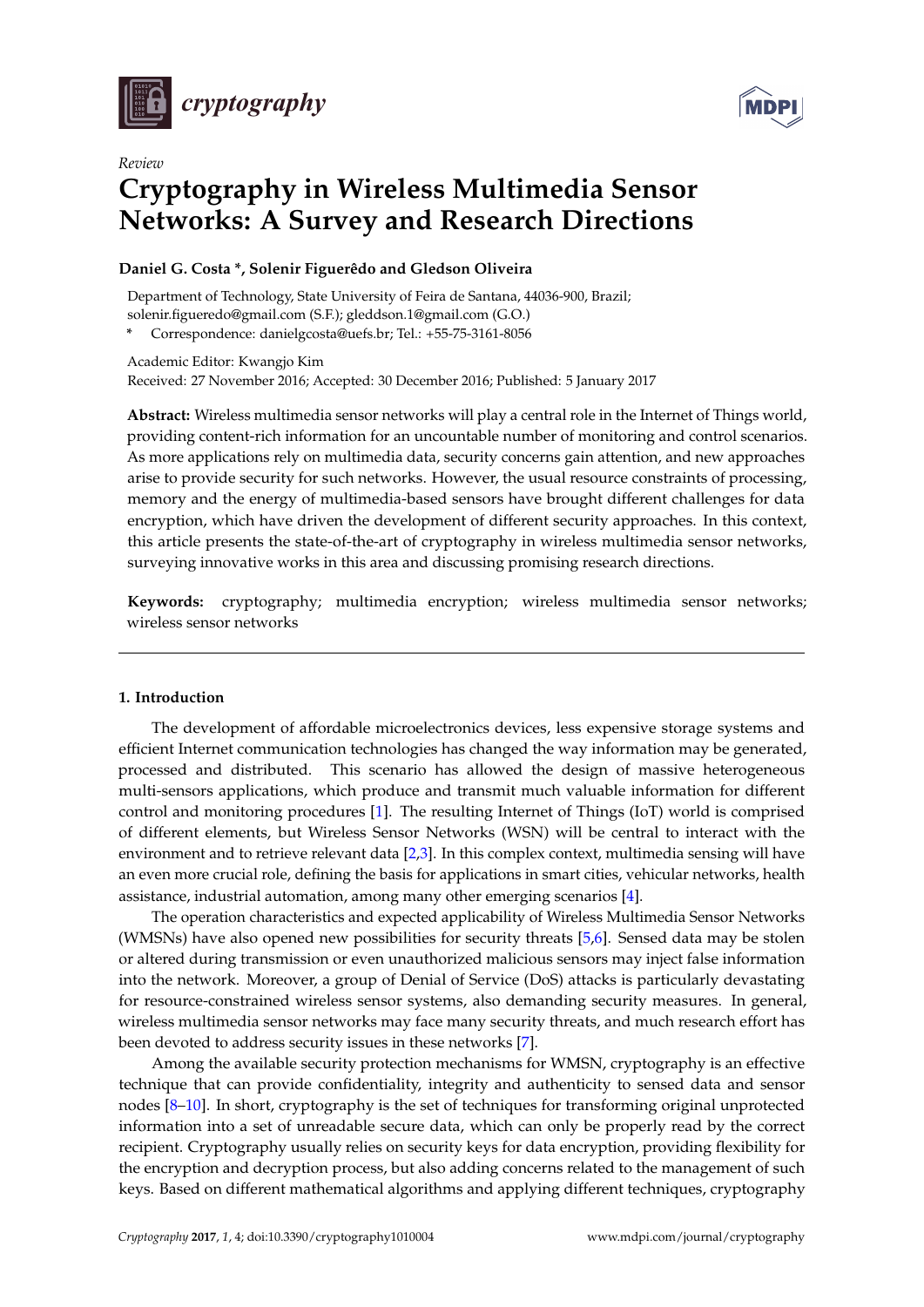*cryptography*

*Review*

# Cryptography in Wireless Multimedia Sensor Networks: A Survey and Research Directions

**Daniel G. Costa \*, Solenir Figuerêdo and Gledson Oliveira**

Department of Technology, State University of Feira de Santana, 44036-900, Brazil; solenir.figueredo@gmail.com (S.F.); gleddson.1@gmail.com (G.O.)

\* Correspondence: danielgcosta@uefs.br; Tel.: +55-75-3161-8056

Academic Editor: Kwangjo Kim
Received: 27 November 2016; Accepted: 30 December 2016; Published: 5 January 2017

**Abstract:** Wireless multimedia sensor networks will play a central role in the Internet of Things world, providing content-rich information for an uncountable number of monitoring and control scenarios. As more applications rely on multimedia data, security concerns gain attention, and new approaches arise to provide security for such networks. However, the usual resource constraints of processing, memory and the energy of multimedia-based sensors have brought different challenges for data encryption, which have driven the development of different security approaches. In this context, this article presents the state-of-the-art of cryptography in wireless multimedia sensor networks, surveying innovative works in this area and discussing promising research directions.

**Keywords:** cryptography; multimedia encryption; wireless multimedia sensor networks; wireless sensor networks

## 1. Introduction

The development of affordable microelectronics devices, less expensive storage systems and efficient Internet communication technologies has changed the way information may be generated, processed and distributed. This scenario has allowed the design of massive heterogeneous multi-sensors applications, which produce and transmit much valuable information for different control and monitoring procedures [1]. The resulting Internet of Things (IoT) world is comprised of different elements, but Wireless Sensor Networks (WSN) will be central to interact with the environment and to retrieve relevant data [2,3]. In this complex context, multimedia sensing will have an even more crucial role, defining the basis for applications in smart cities, vehicular networks, health assistance, industrial automation, among many other emerging scenarios [4].

The operation characteristics and expected applicability of Wireless Multimedia Sensor Networks (WMSNs) have also opened new possibilities for security threats [5,6]. Sensed data may be stolen or altered during transmission or even unauthorized malicious sensors may inject false information into the network. Moreover, a group of Denial of Service (DoS) attacks is particularly devastating for resource-constrained wireless sensor systems, also demanding security measures. In general, wireless multimedia sensor networks may face many security threats, and much research effort has been devoted to address security issues in these networks [7].

Among the available security protection mechanisms for WMSN, cryptography is an effective technique that can provide confidentiality, integrity and authenticity to sensed data and sensor nodes [8–10]. In short, cryptography is the set of techniques for transforming original unprotected information into a set of unreadable secure data, which can only be properly read by the correct recipient. Cryptography usually relies on security keys for data encryption, providing flexibility for the encryption and decryption process, but also adding concerns related to the management of such keys. Based on different mathematical algorithms and applying different techniques, cryptography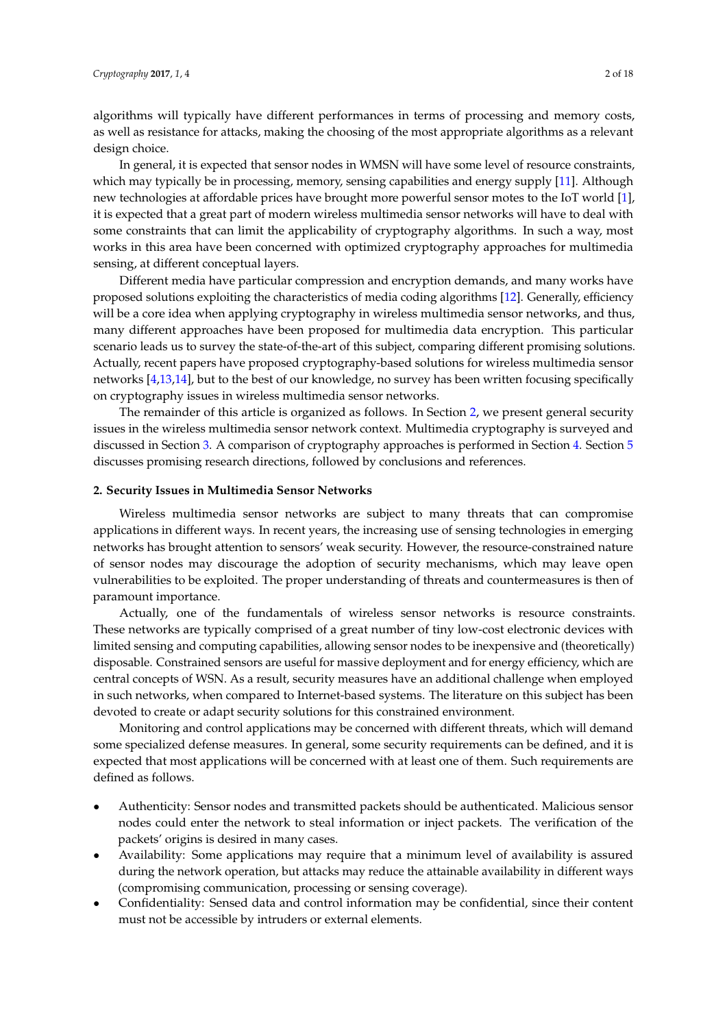algorithms will typically have different performances in terms of processing and memory costs, as well as resistance for attacks, making the choosing of the most appropriate algorithms as a relevant design choice.

In general, it is expected that sensor nodes in WMSN will have some level of resource constraints, which may typically be in processing, memory, sensing capabilities and energy supply [11]. Although new technologies at affordable prices have brought more powerful sensor motes to the IoT world [1], it is expected that a great part of modern wireless multimedia sensor networks will have to deal with some constraints that can limit the applicability of cryptography algorithms. In such a way, most works in this area have been concerned with optimized cryptography approaches for multimedia sensing, at different conceptual layers.

Different media have particular compression and encryption demands, and many works have proposed solutions exploiting the characteristics of media coding algorithms [12]. Generally, efficiency will be a core idea when applying cryptography in wireless multimedia sensor networks, and thus, many different approaches have been proposed for multimedia data encryption. This particular scenario leads us to survey the state-of-the-art of this subject, comparing different promising solutions. Actually, recent papers have proposed cryptography-based solutions for wireless multimedia sensor networks [4,13,14], but to the best of our knowledge, no survey has been written focusing specifically on cryptography issues in wireless multimedia sensor networks.

The remainder of this article is organized as follows. In Section 2, we present general security issues in the wireless multimedia sensor network context. Multimedia cryptography is surveyed and discussed in Section 3. A comparison of cryptography approaches is performed in Section 4. Section 5 discusses promising research directions, followed by conclusions and references.

## 2. Security Issues in Multimedia Sensor Networks

Wireless multimedia sensor networks are subject to many threats that can compromise applications in different ways. In recent years, the increasing use of sensing technologies in emerging networks has brought attention to sensors' weak security. However, the resource-constrained nature of sensor nodes may discourage the adoption of security mechanisms, which may leave open vulnerabilities to be exploited. The proper understanding of threats and countermeasures is then of paramount importance.

Actually, one of the fundamentals of wireless sensor networks is resource constraints. These networks are typically comprised of a great number of tiny low-cost electronic devices with limited sensing and computing capabilities, allowing sensor nodes to be inexpensive and (theoretically) disposable. Constrained sensors are useful for massive deployment and for energy efficiency, which are central concepts of WSN. As a result, security measures have an additional challenge when employed in such networks, when compared to Internet-based systems. The literature on this subject has been devoted to create or adapt security solutions for this constrained environment.

Monitoring and control applications may be concerned with different threats, which will demand some specialized defense measures. In general, some security requirements can be defined, and it is expected that most applications will be concerned with at least one of them. Such requirements are defined as follows.

- Authenticity: Sensor nodes and transmitted packets should be authenticated. Malicious sensor nodes could enter the network to steal information or inject packets. The verification of the packets' origins is desired in many cases.
- Availability: Some applications may require that a minimum level of availability is assured during the network operation, but attacks may reduce the attainable availability in different ways (compromising communication, processing or sensing coverage).
- Confidentiality: Sensed data and control information may be confidential, since their content must not be accessible by intruders or external elements.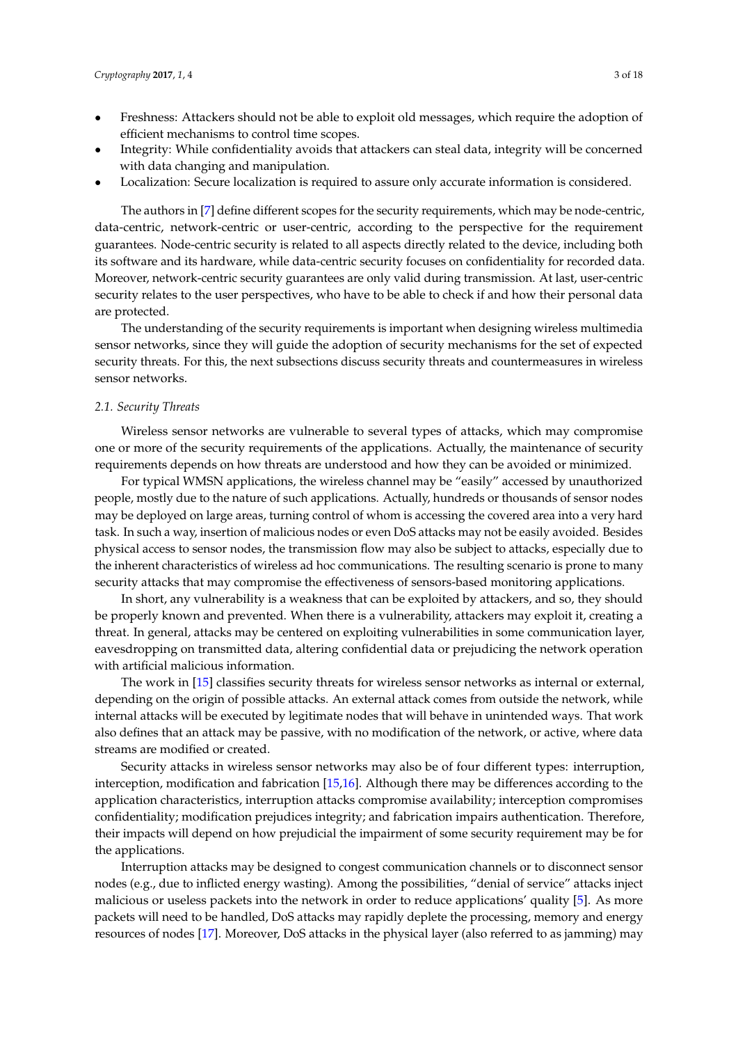- Freshness: Attackers should not be able to exploit old messages, which require the adoption of efficient mechanisms to control time scopes.
- Integrity: While confidentiality avoids that attackers can steal data, integrity will be concerned with data changing and manipulation.
- Localization: Secure localization is required to assure only accurate information is considered.

The authors in [7] define different scopes for the security requirements, which may be node-centric, data-centric, network-centric or user-centric, according to the perspective for the requirement guarantees. Node-centric security is related to all aspects directly related to the device, including both its software and its hardware, while data-centric security focuses on confidentiality for recorded data. Moreover, network-centric security guarantees are only valid during transmission. At last, user-centric security relates to the user perspectives, who have to be able to check if and how their personal data are protected.

The understanding of the security requirements is important when designing wireless multimedia sensor networks, since they will guide the adoption of security mechanisms for the set of expected security threats. For this, the next subsections discuss security threats and countermeasures in wireless sensor networks.

### *2.1. Security Threats*

Wireless sensor networks are vulnerable to several types of attacks, which may compromise one or more of the security requirements of the applications. Actually, the maintenance of security requirements depends on how threats are understood and how they can be avoided or minimized.

For typical WMSN applications, the wireless channel may be "easily" accessed by unauthorized people, mostly due to the nature of such applications. Actually, hundreds or thousands of sensor nodes may be deployed on large areas, turning control of whom is accessing the covered area into a very hard task. In such a way, insertion of malicious nodes or even DoS attacks may not be easily avoided. Besides physical access to sensor nodes, the transmission flow may also be subject to attacks, especially due to the inherent characteristics of wireless ad hoc communications. The resulting scenario is prone to many security attacks that may compromise the effectiveness of sensors-based monitoring applications.

In short, any vulnerability is a weakness that can be exploited by attackers, and so, they should be properly known and prevented. When there is a vulnerability, attackers may exploit it, creating a threat. In general, attacks may be centered on exploiting vulnerabilities in some communication layer, eavesdropping on transmitted data, altering confidential data or prejudicing the network operation with artificial malicious information.

The work in [15] classifies security threats for wireless sensor networks as internal or external, depending on the origin of possible attacks. An external attack comes from outside the network, while internal attacks will be executed by legitimate nodes that will behave in unintended ways. That work also defines that an attack may be passive, with no modification of the network, or active, where data streams are modified or created.

Security attacks in wireless sensor networks may also be of four different types: interruption, interception, modification and fabrication [15,16]. Although there may be differences according to the application characteristics, interruption attacks compromise availability; interception compromises confidentiality; modification prejudices integrity; and fabrication impairs authentication. Therefore, their impacts will depend on how prejudicial the impairment of some security requirement may be for the applications.

Interruption attacks may be designed to congest communication channels or to disconnect sensor nodes (e.g., due to inflicted energy wasting). Among the possibilities, "denial of service" attacks inject malicious or useless packets into the network in order to reduce applications' quality [5]. As more packets will need to be handled, DoS attacks may rapidly deplete the processing, memory and energy resources of nodes [17]. Moreover, DoS attacks in the physical layer (also referred to as jamming) may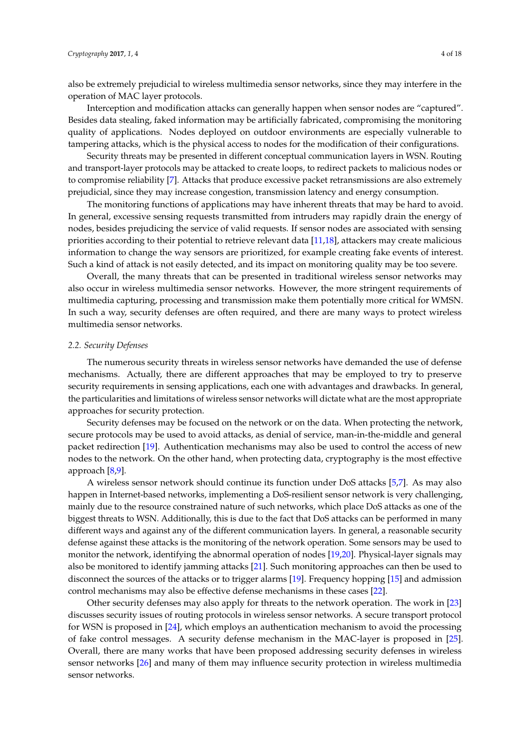also be extremely prejudicial to wireless multimedia sensor networks, since they may interfere in the operation of MAC layer protocols.

Interception and modification attacks can generally happen when sensor nodes are "captured". Besides data stealing, faked information may be artificially fabricated, compromising the monitoring quality of applications. Nodes deployed on outdoor environments are especially vulnerable to tampering attacks, which is the physical access to nodes for the modification of their configurations.

Security threats may be presented in different conceptual communication layers in WSN. Routing and transport-layer protocols may be attacked to create loops, to redirect packets to malicious nodes or to compromise reliability [7]. Attacks that produce excessive packet retransmissions are also extremely prejudicial, since they may increase congestion, transmission latency and energy consumption.

The monitoring functions of applications may have inherent threats that may be hard to avoid. In general, excessive sensing requests transmitted from intruders may rapidly drain the energy of nodes, besides prejudicing the service of valid requests. If sensor nodes are associated with sensing priorities according to their potential to retrieve relevant data [11,18], attackers may create malicious information to change the way sensors are prioritized, for example creating fake events of interest. Such a kind of attack is not easily detected, and its impact on monitoring quality may be too severe.

Overall, the many threats that can be presented in traditional wireless sensor networks may also occur in wireless multimedia sensor networks. However, the more stringent requirements of multimedia capturing, processing and transmission make them potentially more critical for WMSN. In such a way, security defenses are often required, and there are many ways to protect wireless multimedia sensor networks.

### 2.2. Security Defenses

The numerous security threats in wireless sensor networks have demanded the use of defense mechanisms. Actually, there are different approaches that may be employed to try to preserve security requirements in sensing applications, each one with advantages and drawbacks. In general, the particularities and limitations of wireless sensor networks will dictate what are the most appropriate approaches for security protection.

Security defenses may be focused on the network or on the data. When protecting the network, secure protocols may be used to avoid attacks, as denial of service, man-in-the-middle and general packet redirection [19]. Authentication mechanisms may also be used to control the access of new nodes to the network. On the other hand, when protecting data, cryptography is the most effective approach [8,9].

A wireless sensor network should continue its function under DoS attacks [5,7]. As may also happen in Internet-based networks, implementing a DoS-resilient sensor network is very challenging, mainly due to the resource constrained nature of such networks, which place DoS attacks as one of the biggest threats to WSN. Additionally, this is due to the fact that DoS attacks can be performed in many different ways and against any of the different communication layers. In general, a reasonable security defense against these attacks is the monitoring of the network operation. Some sensors may be used to monitor the network, identifying the abnormal operation of nodes [19,20]. Physical-layer signals may also be monitored to identify jamming attacks [21]. Such monitoring approaches can then be used to disconnect the sources of the attacks or to trigger alarms [19]. Frequency hopping [15] and admission control mechanisms may also be effective defense mechanisms in these cases [22].

Other security defenses may also apply for threats to the network operation. The work in [23] discusses security issues of routing protocols in wireless sensor networks. A secure transport protocol for WSN is proposed in [24], which employs an authentication mechanism to avoid the processing of fake control messages. A security defense mechanism in the MAC-layer is proposed in [25]. Overall, there are many works that have been proposed addressing security defenses in wireless sensor networks [26] and many of them may influence security protection in wireless multimedia sensor networks.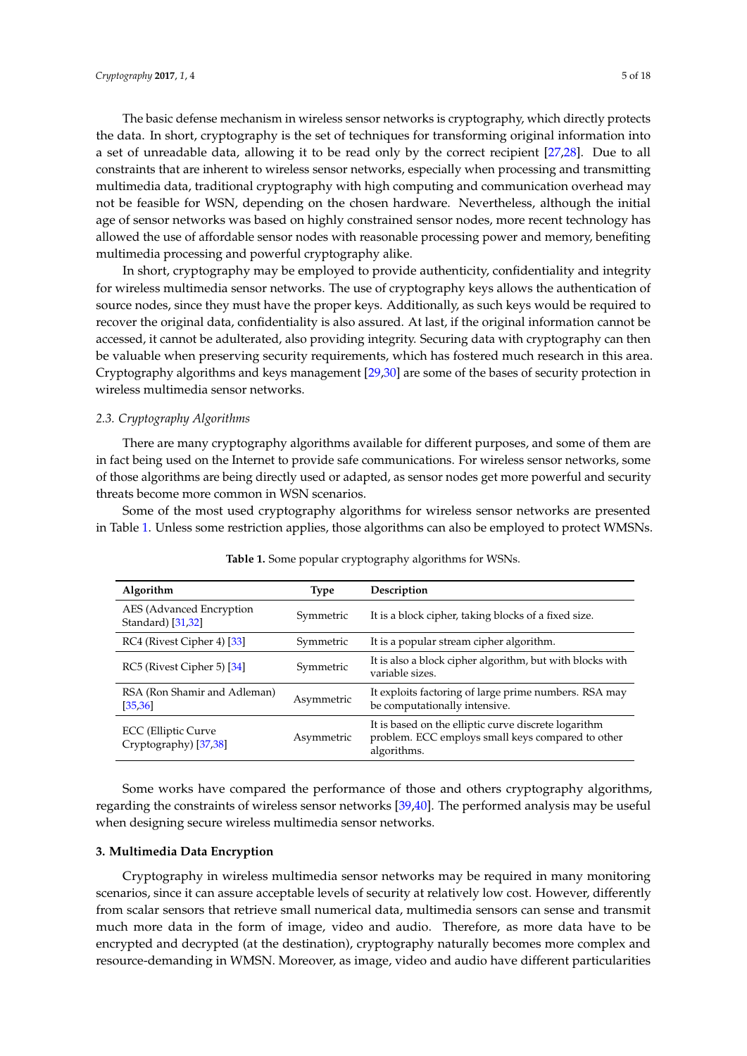The basic defense mechanism in wireless sensor networks is cryptography, which directly protects the data. In short, cryptography is the set of techniques for transforming original information into a set of unreadable data, allowing it to be read only by the correct recipient [27,28]. Due to all constraints that are inherent to wireless sensor networks, especially when processing and transmitting multimedia data, traditional cryptography with high computing and communication overhead may not be feasible for WSN, depending on the chosen hardware. Nevertheless, although the initial age of sensor networks was based on highly constrained sensor nodes, more recent technology has allowed the use of affordable sensor nodes with reasonable processing power and memory, benefiting multimedia processing and powerful cryptography alike.

In short, cryptography may be employed to provide authenticity, confidentiality and integrity for wireless multimedia sensor networks. The use of cryptography keys allows the authentication of source nodes, since they must have the proper keys. Additionally, as such keys would be required to recover the original data, confidentiality is also assured. At last, if the original information cannot be accessed, it cannot be adulterated, also providing integrity. Securing data with cryptography can then be valuable when preserving security requirements, which has fostered much research in this area. Cryptography algorithms and keys management [29,30] are some of the bases of security protection in wireless multimedia sensor networks.

### 2.3. Cryptography Algorithms

There are many cryptography algorithms available for different purposes, and some of them are in fact being used on the Internet to provide safe communications. For wireless sensor networks, some of those algorithms are being directly used or adapted, as sensor nodes get more powerful and security threats become more common in WSN scenarios.

Some of the most used cryptography algorithms for wireless sensor networks are presented in Table 1. Unless some restriction applies, those algorithms can also be employed to protect WMSNs.

**Table 1.** Some popular cryptography algorithms for WSNs.

| Algorithm | Type | Description |
|---|---|---|
| AES (Advanced Encryption Standard) [31,32] | Symmetric | It is a block cipher, taking blocks of a fixed size. |
| RC4 (Rivest Cipher 4) [33] | Symmetric | It is a popular stream cipher algorithm. |
| RC5 (Rivest Cipher 5) [34] | Symmetric | It is also a block cipher algorithm, but with blocks with variable sizes. |
| RSA (Ron Shamir and Adleman) [35,36] | Asymmetric | It exploits factoring of large prime numbers. RSA may be computationally intensive. |
| ECC (Elliptic Curve Cryptography) [37,38] | Asymmetric | It is based on the elliptic curve discrete logarithm problem. ECC employs small keys compared to other algorithms. |

Some works have compared the performance of those and others cryptography algorithms, regarding the constraints of wireless sensor networks [39,40]. The performed analysis may be useful when designing secure wireless multimedia sensor networks.

## 3. Multimedia Data Encryption

Cryptography in wireless multimedia sensor networks may be required in many monitoring scenarios, since it can assure acceptable levels of security at relatively low cost. However, differently from scalar sensors that retrieve small numerical data, multimedia sensors can sense and transmit much more data in the form of image, video and audio. Therefore, as more data have to be encrypted and decrypted (at the destination), cryptography naturally becomes more complex and resource-demanding in WMSN. Moreover, as image, video and audio have different particularities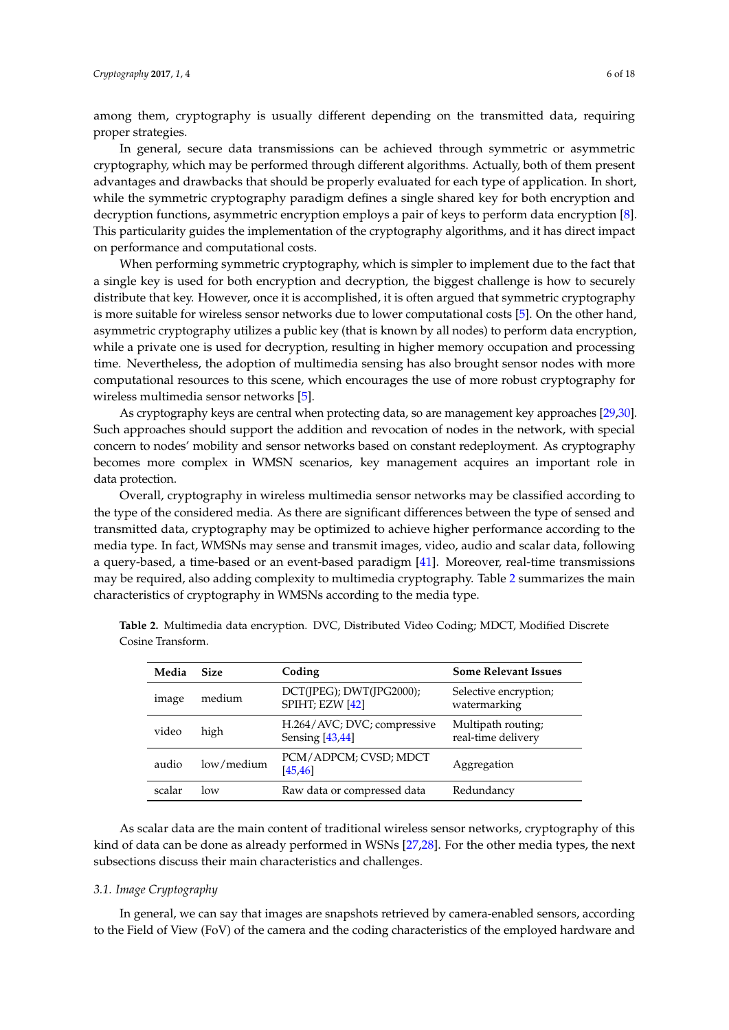among them, cryptography is usually different depending on the transmitted data, requiring proper strategies.

In general, secure data transmissions can be achieved through symmetric or asymmetric cryptography, which may be performed through different algorithms. Actually, both of them present advantages and drawbacks that should be properly evaluated for each type of application. In short, while the symmetric cryptography paradigm defines a single shared key for both encryption and decryption functions, asymmetric encryption employs a pair of keys to perform data encryption [8]. This particularity guides the implementation of the cryptography algorithms, and it has direct impact on performance and computational costs.

When performing symmetric cryptography, which is simpler to implement due to the fact that a single key is used for both encryption and decryption, the biggest challenge is how to securely distribute that key. However, once it is accomplished, it is often argued that symmetric cryptography is more suitable for wireless sensor networks due to lower computational costs [5]. On the other hand, asymmetric cryptography utilizes a public key (that is known by all nodes) to perform data encryption, while a private one is used for decryption, resulting in higher memory occupation and processing time. Nevertheless, the adoption of multimedia sensing has also brought sensor nodes with more computational resources to this scene, which encourages the use of more robust cryptography for wireless multimedia sensor networks [5].

As cryptography keys are central when protecting data, so are management key approaches [29,30]. Such approaches should support the addition and revocation of nodes in the network, with special concern to nodes' mobility and sensor networks based on constant redeployment. As cryptography becomes more complex in WMSN scenarios, key management acquires an important role in data protection.

Overall, cryptography in wireless multimedia sensor networks may be classified according to the type of the considered media. As there are significant differences between the type of sensed and transmitted data, cryptography may be optimized to achieve higher performance according to the media type. In fact, WMSNs may sense and transmit images, video, audio and scalar data, following a query-based, a time-based or an event-based paradigm [41]. Moreover, real-time transmissions may be required, also adding complexity to multimedia cryptography. Table 2 summarizes the main characteristics of cryptography in WMSNs according to the media type.

**Table 2.** Multimedia data encryption. DVC, Distributed Video Coding; MDCT, Modified Discrete Cosine Transform.

| Media | Size | Coding | Some Relevant Issues |
|---|---|---|---|
| image | medium | DCT(JPEG); DWT(JPG2000); SPIHT; EZW [42] | Selective encryption; watermarking |
| video | high | H.264/AVC; DVC; compressive Sensing [43,44] | Multipath routing; real-time delivery |
| audio | low/medium | PCM/ADPCM; CVSD; MDCT [45,46] | Aggregation |
| scalar | low | Raw data or compressed data | Redundancy |

As scalar data are the main content of traditional wireless sensor networks, cryptography of this kind of data can be done as already performed in WSNs [27,28]. For the other media types, the next subsections discuss their main characteristics and challenges.

### *3.1. Image Cryptography*

In general, we can say that images are snapshots retrieved by camera-enabled sensors, according to the Field of View (FoV) of the camera and the coding characteristics of the employed hardware and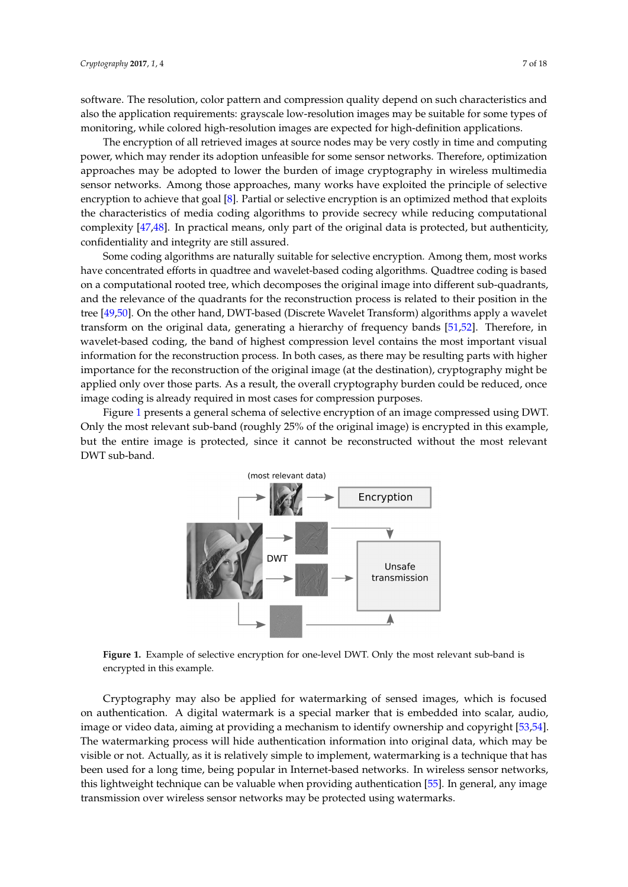software. The resolution, color pattern and compression quality depend on such characteristics and also the application requirements: grayscale low-resolution images may be suitable for some types of monitoring, while colored high-resolution images are expected for high-definition applications.

The encryption of all retrieved images at source nodes may be very costly in time and computing power, which may render its adoption unfeasible for some sensor networks. Therefore, optimization approaches may be adopted to lower the burden of image cryptography in wireless multimedia sensor networks. Among those approaches, many works have exploited the principle of selective encryption to achieve that goal [8]. Partial or selective encryption is an optimized method that exploits the characteristics of media coding algorithms to provide secrecy while reducing computational complexity [47,48]. In practical means, only part of the original data is protected, but authenticity, confidentiality and integrity are still assured.

Some coding algorithms are naturally suitable for selective encryption. Among them, most works have concentrated efforts in quadtree and wavelet-based coding algorithms. Quadtree coding is based on a computational rooted tree, which decomposes the original image into different sub-quadrants, and the relevance of the quadrants for the reconstruction process is related to their position in the tree [49,50]. On the other hand, DWT-based (Discrete Wavelet Transform) algorithms apply a wavelet transform on the original data, generating a hierarchy of frequency bands [51,52]. Therefore, in wavelet-based coding, the band of highest compression level contains the most important visual information for the reconstruction process. In both cases, as there may be resulting parts with higher importance for the reconstruction of the original image (at the destination), cryptography might be applied only over those parts. As a result, the overall cryptography burden could be reduced, once image coding is already required in most cases for compression purposes.

Figure 1 presents a general schema of selective encryption of an image compressed using DWT. Only the most relevant sub-band (roughly 25% of the original image) is encrypted in this example, but the entire image is protected, since it cannot be reconstructed without the most relevant DWT sub-band.

**Figure 1.** Example of selective encryption for one-level DWT. Only the most relevant sub-band is encrypted in this example.

Cryptography may also be applied for watermarking of sensed images, which is focused on authentication. A digital watermark is a special marker that is embedded into scalar, audio, image or video data, aiming at providing a mechanism to identify ownership and copyright [53,54]. The watermarking process will hide authentication information into original data, which may be visible or not. Actually, as it is relatively simple to implement, watermarking is a technique that has been used for a long time, being popular in Internet-based networks. In wireless sensor networks, this lightweight technique can be valuable when providing authentication [55]. In general, any image transmission over wireless sensor networks may be protected using watermarks.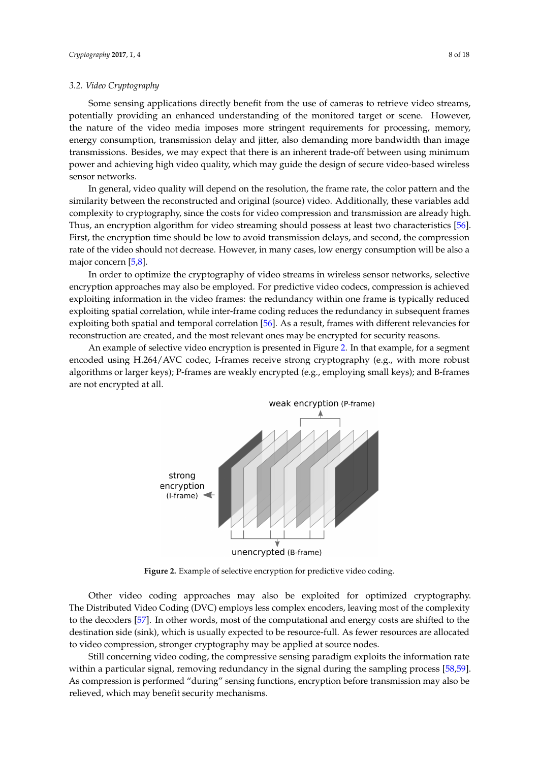### 3.2. Video Cryptography

Some sensing applications directly benefit from the use of cameras to retrieve video streams, potentially providing an enhanced understanding of the monitored target or scene. However, the nature of the video media imposes more stringent requirements for processing, memory, energy consumption, transmission delay and jitter, also demanding more bandwidth than image transmissions. Besides, we may expect that there is an inherent trade-off between using minimum power and achieving high video quality, which may guide the design of secure video-based wireless sensor networks.

In general, video quality will depend on the resolution, the frame rate, the color pattern and the similarity between the reconstructed and original (source) video. Additionally, these variables add complexity to cryptography, since the costs for video compression and transmission are already high. Thus, an encryption algorithm for video streaming should possess at least two characteristics [56]. First, the encryption time should be low to avoid transmission delays, and second, the compression rate of the video should not decrease. However, in many cases, low energy consumption will be also a major concern [5,8].

In order to optimize the cryptography of video streams in wireless sensor networks, selective encryption approaches may also be employed. For predictive video codecs, compression is achieved exploiting information in the video frames: the redundancy within one frame is typically reduced exploiting spatial correlation, while inter-frame coding reduces the redundancy in subsequent frames exploiting both spatial and temporal correlation [56]. As a result, frames with different relevancies for reconstruction are created, and the most relevant ones may be encrypted for security reasons.

An example of selective video encryption is presented in Figure 2. In that example, for a segment encoded using H.264/AVC codec, I-frames receive strong cryptography (e.g., with more robust algorithms or larger keys); P-frames are weakly encrypted (e.g., employing small keys); and B-frames are not encrypted at all.

**Figure 2.** Example of selective encryption for predictive video coding.

Other video coding approaches may also be exploited for optimized cryptography. The Distributed Video Coding (DVC) employs less complex encoders, leaving most of the complexity to the decoders [57]. In other words, most of the computational and energy costs are shifted to the destination side (sink), which is usually expected to be resource-full. As fewer resources are allocated to video compression, stronger cryptography may be applied at source nodes.

Still concerning video coding, the compressive sensing paradigm exploits the information rate within a particular signal, removing redundancy in the signal during the sampling process [58,59]. As compression is performed "during" sensing functions, encryption before transmission may also be relieved, which may benefit security mechanisms.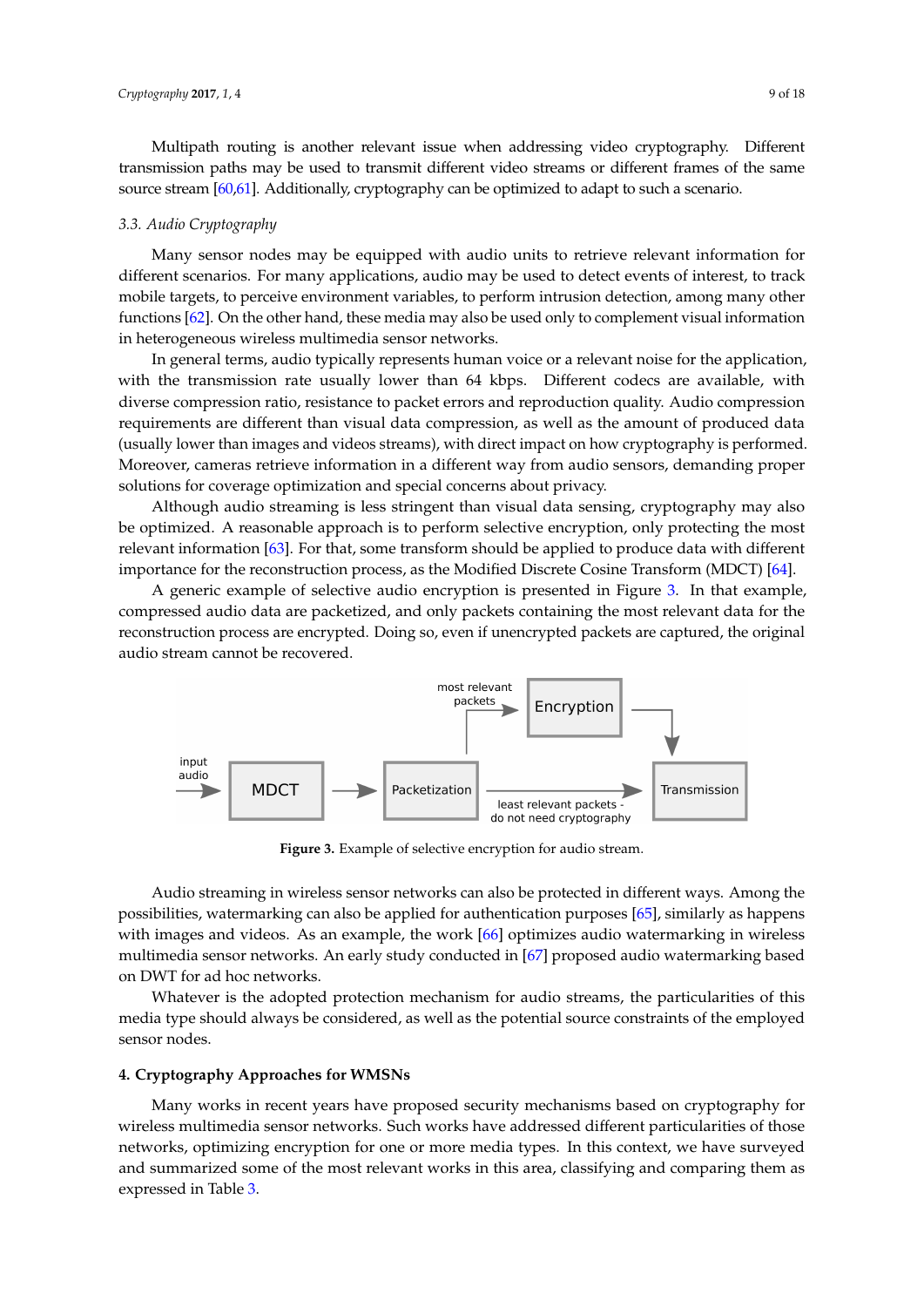Multipath routing is another relevant issue when addressing video cryptography. Different transmission paths may be used to transmit different video streams or different frames of the same source stream [60,61]. Additionally, cryptography can be optimized to adapt to such a scenario.

### 3.3. Audio Cryptography

Many sensor nodes may be equipped with audio units to retrieve relevant information for different scenarios. For many applications, audio may be used to detect events of interest, to track mobile targets, to perceive environment variables, to perform intrusion detection, among many other functions [62]. On the other hand, these media may also be used only to complement visual information in heterogeneous wireless multimedia sensor networks.

In general terms, audio typically represents human voice or a relevant noise for the application, with the transmission rate usually lower than 64 kbps. Different codecs are available, with diverse compression ratio, resistance to packet errors and reproduction quality. Audio compression requirements are different than visual data compression, as well as the amount of produced data (usually lower than images and videos streams), with direct impact on how cryptography is performed. Moreover, cameras retrieve information in a different way from audio sensors, demanding proper solutions for coverage optimization and special concerns about privacy.

Although audio streaming is less stringent than visual data sensing, cryptography may also be optimized. A reasonable approach is to perform selective encryption, only protecting the most relevant information [63]. For that, some transform should be applied to produce data with different importance for the reconstruction process, as the Modified Discrete Cosine Transform (MDCT) [64].

A generic example of selective audio encryption is presented in Figure 3. In that example, compressed audio data are packetized, and only packets containing the most relevant data for the reconstruction process are encrypted. Doing so, even if unencrypted packets are captured, the original audio stream cannot be recovered.

input audio → MDCT → Packetization → (most relevant packets) → Encryption → Transmission; Packetization → (least relevant packets - do not need cryptography) → Transmission

**Figure 3.** Example of selective encryption for audio stream.

Audio streaming in wireless sensor networks can also be protected in different ways. Among the possibilities, watermarking can also be applied for authentication purposes [65], similarly as happens with images and videos. As an example, the work [66] optimizes audio watermarking in wireless multimedia sensor networks. An early study conducted in [67] proposed audio watermarking based on DWT for ad hoc networks.

Whatever is the adopted protection mechanism for audio streams, the particularities of this media type should always be considered, as well as the potential source constraints of the employed sensor nodes.

## 4. Cryptography Approaches for WMSNs

Many works in recent years have proposed security mechanisms based on cryptography for wireless multimedia sensor networks. Such works have addressed different particularities of those networks, optimizing encryption for one or more media types. In this context, we have surveyed and summarized some of the most relevant works in this area, classifying and comparing them as expressed in Table 3.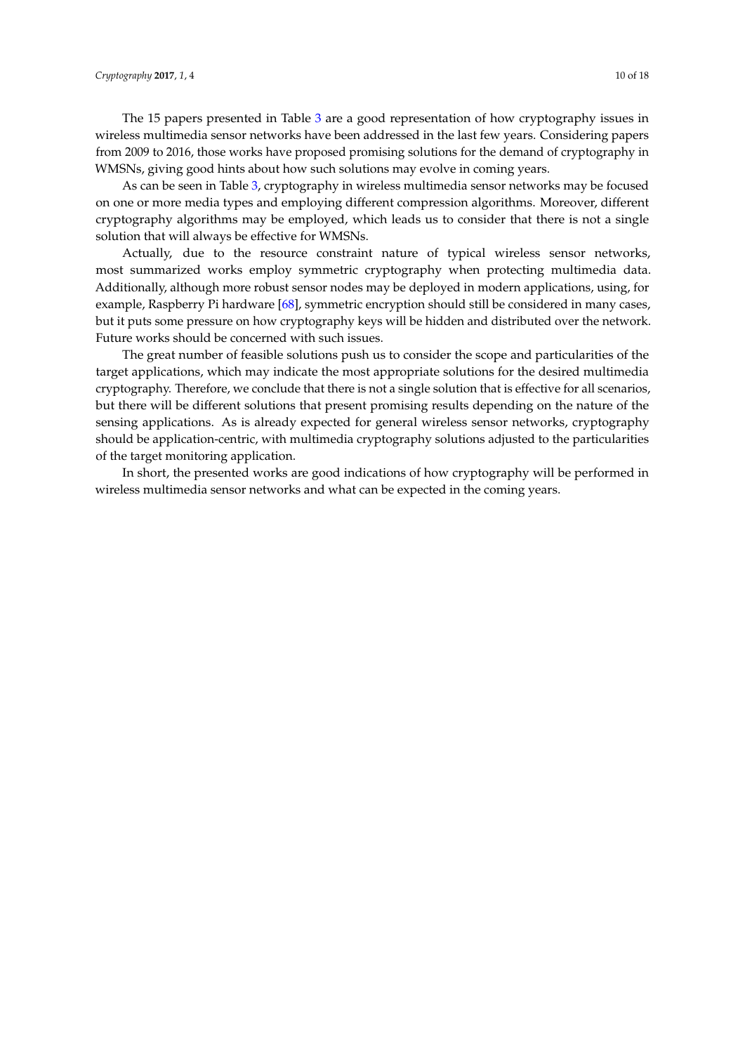The 15 papers presented in Table 3 are a good representation of how cryptography issues in wireless multimedia sensor networks have been addressed in the last few years. Considering papers from 2009 to 2016, those works have proposed promising solutions for the demand of cryptography in WMSNs, giving good hints about how such solutions may evolve in coming years.

As can be seen in Table 3, cryptography in wireless multimedia sensor networks may be focused on one or more media types and employing different compression algorithms. Moreover, different cryptography algorithms may be employed, which leads us to consider that there is not a single solution that will always be effective for WMSNs.

Actually, due to the resource constraint nature of typical wireless sensor networks, most summarized works employ symmetric cryptography when protecting multimedia data. Additionally, although more robust sensor nodes may be deployed in modern applications, using, for example, Raspberry Pi hardware [68], symmetric encryption should still be considered in many cases, but it puts some pressure on how cryptography keys will be hidden and distributed over the network. Future works should be concerned with such issues.

The great number of feasible solutions push us to consider the scope and particularities of the target applications, which may indicate the most appropriate solutions for the desired multimedia cryptography. Therefore, we conclude that there is not a single solution that is effective for all scenarios, but there will be different solutions that present promising results depending on the nature of the sensing applications. As is already expected for general wireless sensor networks, cryptography should be application-centric, with multimedia cryptography solutions adjusted to the particularities of the target monitoring application.

In short, the presented works are good indications of how cryptography will be performed in wireless multimedia sensor networks and what can be expected in the coming years.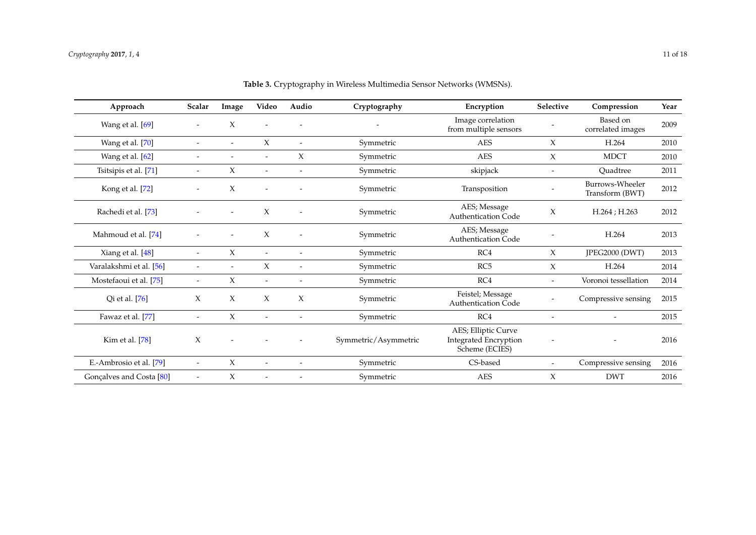**Table 3.** Cryptography in Wireless Multimedia Sensor Networks (WMSNs).

| Approach | Scalar | Image | Video | Audio | Cryptography | Encryption | Selective | Compression | Year |
|---|---|---|---|---|---|---|---|---|---|
| Wang et al. [69] | - | X | - | - | - | Image correlation from multiple sensors | - | Based on correlated images | 2009 |
| Wang et al. [70] | - | - | X | - | Symmetric | AES | X | H.264 | 2010 |
| Wang et al. [62] | - | - | - | X | Symmetric | AES | X | MDCT | 2010 |
| Tsitsipis et al. [71] | - | X | - | - | Symmetric | skipjack | - | Quadtree | 2011 |
| Kong et al. [72] | - | X | - | - | Symmetric | Transposition | - | Burrows-Wheeler Transform (BWT) | 2012 |
| Rachedi et al. [73] | - | - | X | - | Symmetric | AES; Message Authentication Code | X | H.264 ; H.263 | 2012 |
| Mahmoud et al. [74] | - | - | X | - | Symmetric | AES; Message Authentication Code | - | H.264 | 2013 |
| Xiang et al. [48] | - | X | - | - | Symmetric | RC4 | X | JPEG2000 (DWT) | 2013 |
| Varalakshmi et al. [56] | - | - | X | - | Symmetric | RC5 | X | H.264 | 2014 |
| Mostefaoui et al. [75] | - | X | - | - | Symmetric | RC4 | - | Voronoi tessellation | 2014 |
| Qi et al. [76] | X | X | X | X | Symmetric | Feistel; Message Authentication Code | - | Compressive sensing | 2015 |
| Fawaz et al. [77] | - | X | - | - | Symmetric | RC4 | - | - | 2015 |
| Kim et al. [78] | X | - | - | - | Symmetric/Asymmetric | AES; Elliptic Curve Integrated Encryption Scheme (ECIES) | - | - | 2016 |
| E.-Ambrosio et al. [79] | - | X | - | - | Symmetric | CS-based | - | Compressive sensing | 2016 |
| Gonçalves and Costa [80] | - | X | - | - | Symmetric | AES | X | DWT | 2016 |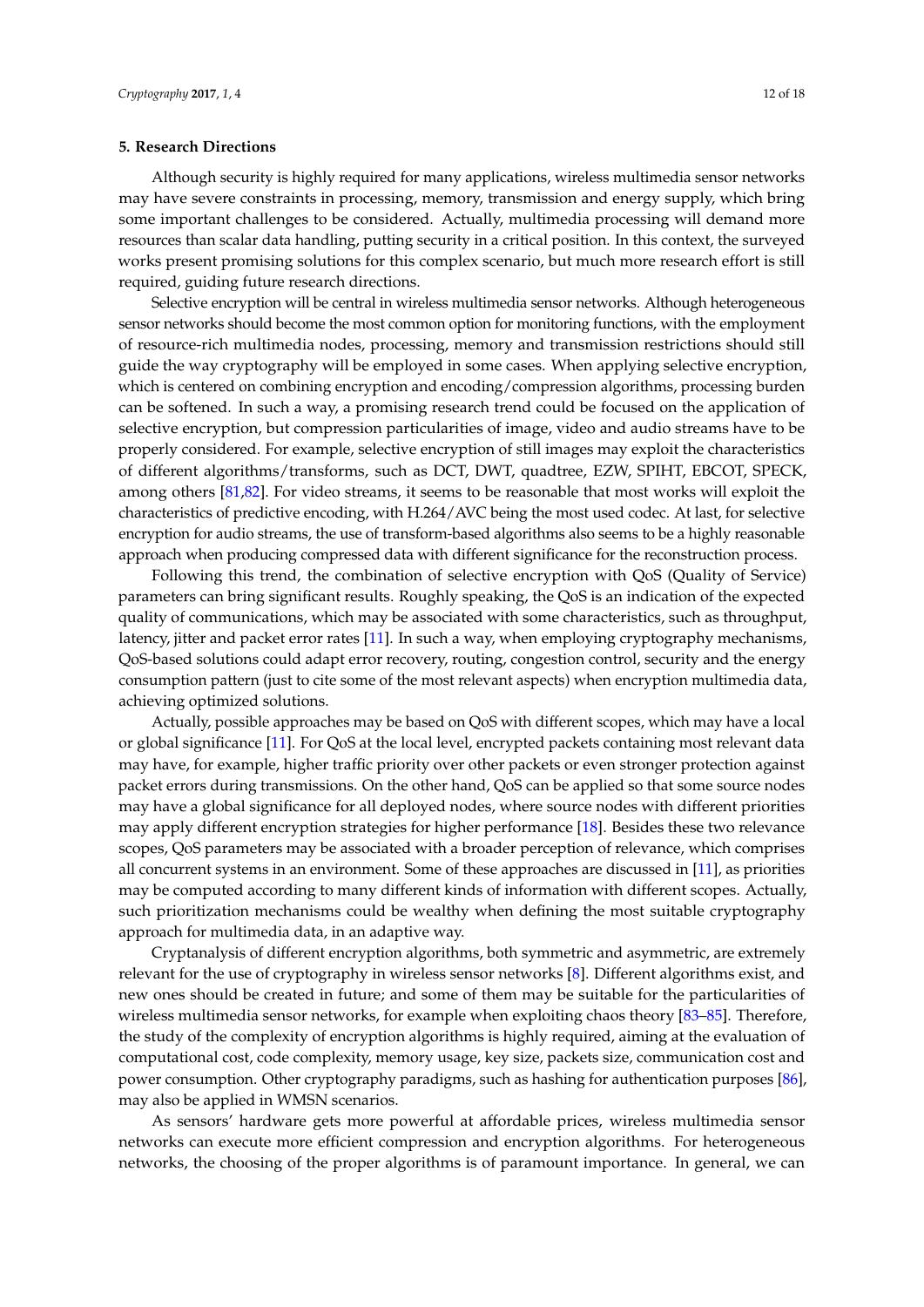## 5. Research Directions

Although security is highly required for many applications, wireless multimedia sensor networks may have severe constraints in processing, memory, transmission and energy supply, which bring some important challenges to be considered. Actually, multimedia processing will demand more resources than scalar data handling, putting security in a critical position. In this context, the surveyed works present promising solutions for this complex scenario, but much more research effort is still required, guiding future research directions.

Selective encryption will be central in wireless multimedia sensor networks. Although heterogeneous sensor networks should become the most common option for monitoring functions, with the employment of resource-rich multimedia nodes, processing, memory and transmission restrictions should still guide the way cryptography will be employed in some cases. When applying selective encryption, which is centered on combining encryption and encoding/compression algorithms, processing burden can be softened. In such a way, a promising research trend could be focused on the application of selective encryption, but compression particularities of image, video and audio streams have to be properly considered. For example, selective encryption of still images may exploit the characteristics of different algorithms/transforms, such as DCT, DWT, quadtree, EZW, SPIHT, EBCOT, SPECK, among others [81,82]. For video streams, it seems to be reasonable that most works will exploit the characteristics of predictive encoding, with H.264/AVC being the most used codec. At last, for selective encryption for audio streams, the use of transform-based algorithms also seems to be a highly reasonable approach when producing compressed data with different significance for the reconstruction process.

Following this trend, the combination of selective encryption with QoS (Quality of Service) parameters can bring significant results. Roughly speaking, the QoS is an indication of the expected quality of communications, which may be associated with some characteristics, such as throughput, latency, jitter and packet error rates [11]. In such a way, when employing cryptography mechanisms, QoS-based solutions could adapt error recovery, routing, congestion control, security and the energy consumption pattern (just to cite some of the most relevant aspects) when encryption multimedia data, achieving optimized solutions.

Actually, possible approaches may be based on QoS with different scopes, which may have a local or global significance [11]. For QoS at the local level, encrypted packets containing most relevant data may have, for example, higher traffic priority over other packets or even stronger protection against packet errors during transmissions. On the other hand, QoS can be applied so that some source nodes may have a global significance for all deployed nodes, where source nodes with different priorities may apply different encryption strategies for higher performance [18]. Besides these two relevance scopes, QoS parameters may be associated with a broader perception of relevance, which comprises all concurrent systems in an environment. Some of these approaches are discussed in [11], as priorities may be computed according to many different kinds of information with different scopes. Actually, such prioritization mechanisms could be wealthy when defining the most suitable cryptography approach for multimedia data, in an adaptive way.

Cryptanalysis of different encryption algorithms, both symmetric and asymmetric, are extremely relevant for the use of cryptography in wireless sensor networks [8]. Different algorithms exist, and new ones should be created in future; and some of them may be suitable for the particularities of wireless multimedia sensor networks, for example when exploiting chaos theory [83–85]. Therefore, the study of the complexity of encryption algorithms is highly required, aiming at the evaluation of computational cost, code complexity, memory usage, key size, packets size, communication cost and power consumption. Other cryptography paradigms, such as hashing for authentication purposes [86], may also be applied in WMSN scenarios.

As sensors' hardware gets more powerful at affordable prices, wireless multimedia sensor networks can execute more efficient compression and encryption algorithms. For heterogeneous networks, the choosing of the proper algorithms is of paramount importance. In general, we can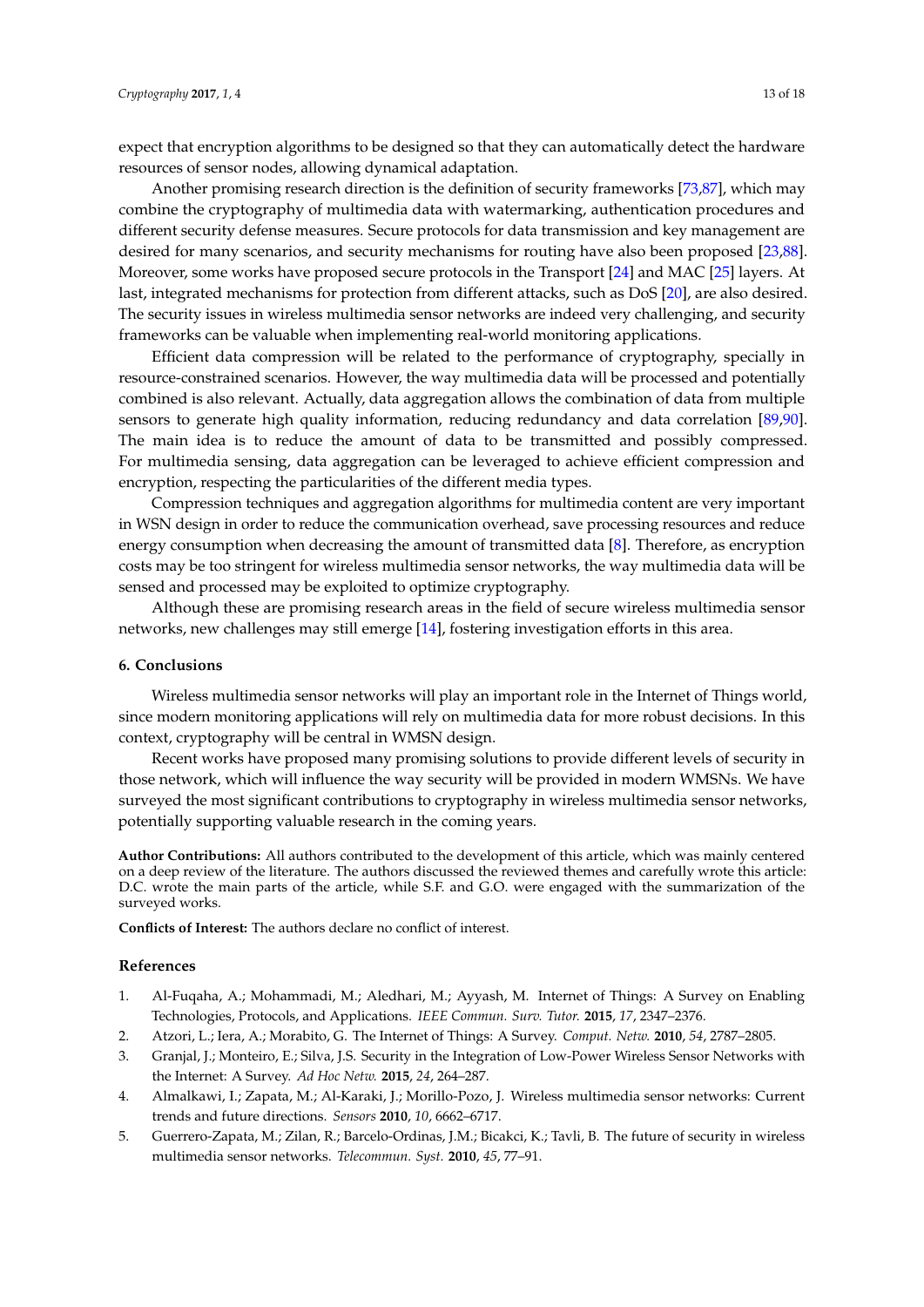expect that encryption algorithms to be designed so that they can automatically detect the hardware resources of sensor nodes, allowing dynamical adaptation.

Another promising research direction is the definition of security frameworks [73,87], which may combine the cryptography of multimedia data with watermarking, authentication procedures and different security defense measures. Secure protocols for data transmission and key management are desired for many scenarios, and security mechanisms for routing have also been proposed [23,88]. Moreover, some works have proposed secure protocols in the Transport [24] and MAC [25] layers. At last, integrated mechanisms for protection from different attacks, such as DoS [20], are also desired. The security issues in wireless multimedia sensor networks are indeed very challenging, and security frameworks can be valuable when implementing real-world monitoring applications.

Efficient data compression will be related to the performance of cryptography, specially in resource-constrained scenarios. However, the way multimedia data will be processed and potentially combined is also relevant. Actually, data aggregation allows the combination of data from multiple sensors to generate high quality information, reducing redundancy and data correlation [89,90]. The main idea is to reduce the amount of data to be transmitted and possibly compressed. For multimedia sensing, data aggregation can be leveraged to achieve efficient compression and encryption, respecting the particularities of the different media types.

Compression techniques and aggregation algorithms for multimedia content are very important in WSN design in order to reduce the communication overhead, save processing resources and reduce energy consumption when decreasing the amount of transmitted data [8]. Therefore, as encryption costs may be too stringent for wireless multimedia sensor networks, the way multimedia data will be sensed and processed may be exploited to optimize cryptography.

Although these are promising research areas in the field of secure wireless multimedia sensor networks, new challenges may still emerge [14], fostering investigation efforts in this area.

## 6. Conclusions

Wireless multimedia sensor networks will play an important role in the Internet of Things world, since modern monitoring applications will rely on multimedia data for more robust decisions. In this context, cryptography will be central in WMSN design.

Recent works have proposed many promising solutions to provide different levels of security in those network, which will influence the way security will be provided in modern WMSNs. We have surveyed the most significant contributions to cryptography in wireless multimedia sensor networks, potentially supporting valuable research in the coming years.

**Author Contributions:** All authors contributed to the development of this article, which was mainly centered on a deep review of the literature. The authors discussed the reviewed themes and carefully wrote this article: D.C. wrote the main parts of the article, while S.F. and G.O. were engaged with the summarization of the surveyed works.

**Conflicts of Interest:** The authors declare no conflict of interest.

## References

1. Al-Fuqaha, A.; Mohammadi, M.; Aledhari, M.; Ayyash, M. Internet of Things: A Survey on Enabling Technologies, Protocols, and Applications. *IEEE Commun. Surv. Tutor.* **2015**, *17*, 2347–2376.
2. Atzori, L.; Iera, A.; Morabito, G. The Internet of Things: A Survey. *Comput. Netw.* **2010**, *54*, 2787–2805.
3. Granjal, J.; Monteiro, E.; Silva, J.S. Security in the Integration of Low-Power Wireless Sensor Networks with the Internet: A Survey. *Ad Hoc Netw.* **2015**, *24*, 264–287.
4. Almalkawi, I.; Zapata, M.; Al-Karaki, J.; Morillo-Pozo, J. Wireless multimedia sensor networks: Current trends and future directions. *Sensors* **2010**, *10*, 6662–6717.
5. Guerrero-Zapata, M.; Zilan, R.; Barcelo-Ordinas, J.M.; Bicakci, K.; Tavli, B. The future of security in wireless multimedia sensor networks. *Telecommun. Syst.* **2010**, *45*, 77–91.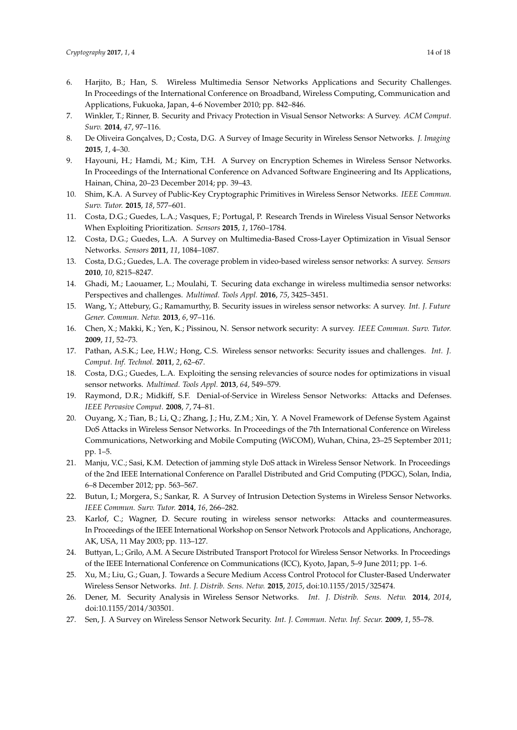6. Harjito, B.; Han, S. Wireless Multimedia Sensor Networks Applications and Security Challenges. In Proceedings of the International Conference on Broadband, Wireless Computing, Communication and Applications, Fukuoka, Japan, 4–6 November 2010; pp. 842–846.
7. Winkler, T.; Rinner, B. Security and Privacy Protection in Visual Sensor Networks: A Survey. *ACM Comput. Surv.* **2014**, *47*, 97–116.
8. De Oliveira Gonçalves, D.; Costa, D.G. A Survey of Image Security in Wireless Sensor Networks. *J. Imaging* **2015**, *1*, 4–30.
9. Hayouni, H.; Hamdi, M.; Kim, T.H. A Survey on Encryption Schemes in Wireless Sensor Networks. In Proceedings of the International Conference on Advanced Software Engineering and Its Applications, Hainan, China, 20–23 December 2014; pp. 39–43.
10. Shim, K.A. A Survey of Public-Key Cryptographic Primitives in Wireless Sensor Networks. *IEEE Commun. Surv. Tutor.* **2015**, *18*, 577–601.
11. Costa, D.G.; Guedes, L.A.; Vasques, F.; Portugal, P. Research Trends in Wireless Visual Sensor Networks When Exploiting Prioritization. *Sensors* **2015**, *1*, 1760–1784.
12. Costa, D.G.; Guedes, L.A. A Survey on Multimedia-Based Cross-Layer Optimization in Visual Sensor Networks. *Sensors* **2011**, *11*, 1084–1087.
13. Costa, D.G.; Guedes, L.A. The coverage problem in video-based wireless sensor networks: A survey. *Sensors* **2010**, *10*, 8215–8247.
14. Ghadi, M.; Laouamer, L.; Moulahi, T. Securing data exchange in wireless multimedia sensor networks: Perspectives and challenges. *Multimed. Tools Appl.* **2016**, *75*, 3425–3451.
15. Wang, Y.; Attebury, G.; Ramamurthy, B. Security issues in wireless sensor networks: A survey. *Int. J. Future Gener. Commun. Netw.* **2013**, *6*, 97–116.
16. Chen, X.; Makki, K.; Yen, K.; Pissinou, N. Sensor network security: A survey. *IEEE Commun. Surv. Tutor.* **2009**, *11*, 52–73.
17. Pathan, A.S.K.; Lee, H.W.; Hong, C.S. Wireless sensor networks: Security issues and challenges. *Int. J. Comput. Inf. Technol.* **2011**, *2*, 62–67.
18. Costa, D.G.; Guedes, L.A. Exploiting the sensing relevancies of source nodes for optimizations in visual sensor networks. *Multimed. Tools Appl.* **2013**, *64*, 549–579.
19. Raymond, D.R.; Midkiff, S.F. Denial-of-Service in Wireless Sensor Networks: Attacks and Defenses. *IEEE Pervasive Comput.* **2008**, *7*, 74–81.
20. Ouyang, X.; Tian, B.; Li, Q.; Zhang, J.; Hu, Z.M.; Xin, Y. A Novel Framework of Defense System Against DoS Attacks in Wireless Sensor Networks. In Proceedings of the 7th International Conference on Wireless Communications, Networking and Mobile Computing (WiCOM), Wuhan, China, 23–25 September 2011; pp. 1–5.
21. Manju, V.C.; Sasi, K.M. Detection of jamming style DoS attack in Wireless Sensor Network. In Proceedings of the 2nd IEEE International Conference on Parallel Distributed and Grid Computing (PDGC), Solan, India, 6–8 December 2012; pp. 563–567.
22. Butun, I.; Morgera, S.; Sankar, R. A Survey of Intrusion Detection Systems in Wireless Sensor Networks. *IEEE Commun. Surv. Tutor.* **2014**, *16*, 266–282.
23. Karlof, C.; Wagner, D. Secure routing in wireless sensor networks: Attacks and countermeasures. In Proceedings of the IEEE International Workshop on Sensor Network Protocols and Applications, Anchorage, AK, USA, 11 May 2003; pp. 113–127.
24. Buttyan, L.; Grilo, A.M. A Secure Distributed Transport Protocol for Wireless Sensor Networks. In Proceedings of the IEEE International Conference on Communications (ICC), Kyoto, Japan, 5–9 June 2011; pp. 1–6.
25. Xu, M.; Liu, G.; Guan, J. Towards a Secure Medium Access Control Protocol for Cluster-Based Underwater Wireless Sensor Networks. *Int. J. Distrib. Sens. Netw.* **2015**, *2015*, doi:10.1155/2015/325474.
26. Dener, M. Security Analysis in Wireless Sensor Networks. *Int. J. Distrib. Sens. Netw.* **2014**, *2014*, doi:10.1155/2014/303501.
27. Sen, J. A Survey on Wireless Sensor Network Security. *Int. J. Commun. Netw. Inf. Secur.* **2009**, *1*, 55–78.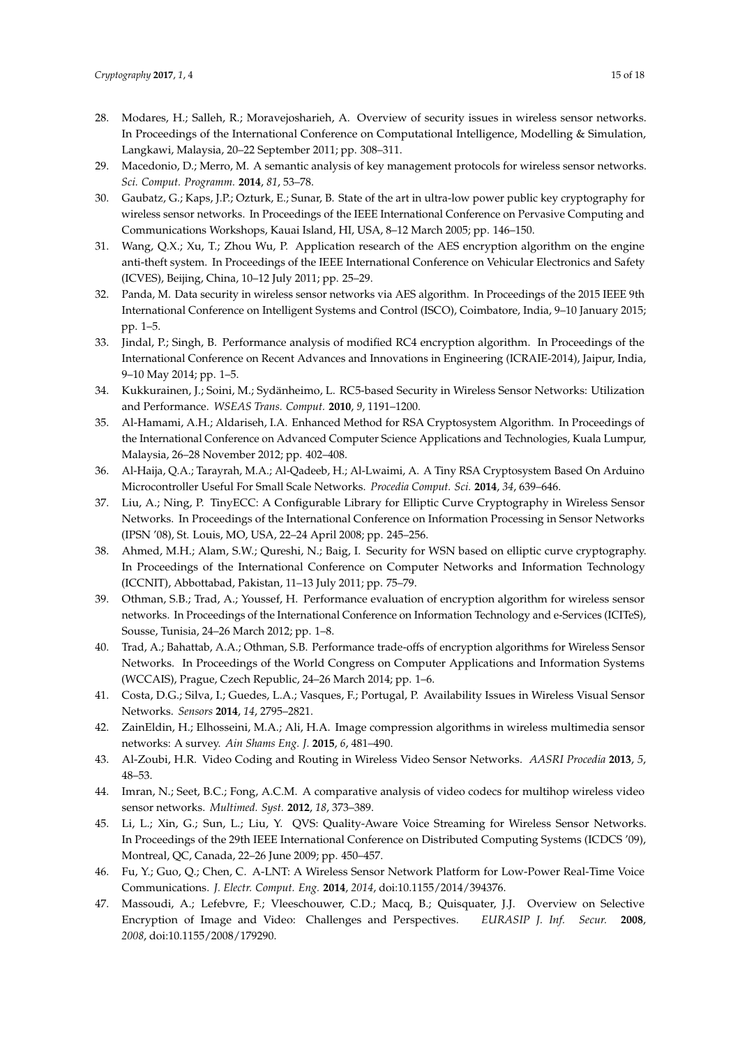28. Modares, H.; Salleh, R.; Moravejosharieh, A. Overview of security issues in wireless sensor networks. In Proceedings of the International Conference on Computational Intelligence, Modelling & Simulation, Langkawi, Malaysia, 20–22 September 2011; pp. 308–311.
29. Macedonio, D.; Merro, M. A semantic analysis of key management protocols for wireless sensor networks. *Sci. Comput. Programm.* **2014**, *81*, 53–78.
30. Gaubatz, G.; Kaps, J.P.; Ozturk, E.; Sunar, B. State of the art in ultra-low power public key cryptography for wireless sensor networks. In Proceedings of the IEEE International Conference on Pervasive Computing and Communications Workshops, Kauai Island, HI, USA, 8–12 March 2005; pp. 146–150.
31. Wang, Q.X.; Xu, T.; Zhou Wu, P. Application research of the AES encryption algorithm on the engine anti-theft system. In Proceedings of the IEEE International Conference on Vehicular Electronics and Safety (ICVES), Beijing, China, 10–12 July 2011; pp. 25–29.
32. Panda, M. Data security in wireless sensor networks via AES algorithm. In Proceedings of the 2015 IEEE 9th International Conference on Intelligent Systems and Control (ISCO), Coimbatore, India, 9–10 January 2015; pp. 1–5.
33. Jindal, P.; Singh, B. Performance analysis of modified RC4 encryption algorithm. In Proceedings of the International Conference on Recent Advances and Innovations in Engineering (ICRAIE-2014), Jaipur, India, 9–10 May 2014; pp. 1–5.
34. Kukkurainen, J.; Soini, M.; Sydänheimo, L. RC5-based Security in Wireless Sensor Networks: Utilization and Performance. *WSEAS Trans. Comput.* **2010**, *9*, 1191–1200.
35. Al-Hamami, A.H.; Aldariseh, I.A. Enhanced Method for RSA Cryptosystem Algorithm. In Proceedings of the International Conference on Advanced Computer Science Applications and Technologies, Kuala Lumpur, Malaysia, 26–28 November 2012; pp. 402–408.
36. Al-Haija, Q.A.; Tarayrah, M.A.; Al-Qadeeb, H.; Al-Lwaimi, A. A Tiny RSA Cryptosystem Based On Arduino Microcontroller Useful For Small Scale Networks. *Procedia Comput. Sci.* **2014**, *34*, 639–646.
37. Liu, A.; Ning, P. TinyECC: A Configurable Library for Elliptic Curve Cryptography in Wireless Sensor Networks. In Proceedings of the International Conference on Information Processing in Sensor Networks (IPSN '08), St. Louis, MO, USA, 22–24 April 2008; pp. 245–256.
38. Ahmed, M.H.; Alam, S.W.; Qureshi, N.; Baig, I. Security for WSN based on elliptic curve cryptography. In Proceedings of the International Conference on Computer Networks and Information Technology (ICCNIT), Abbottabad, Pakistan, 11–13 July 2011; pp. 75–79.
39. Othman, S.B.; Trad, A.; Youssef, H. Performance evaluation of encryption algorithm for wireless sensor networks. In Proceedings of the International Conference on Information Technology and e-Services (ICITeS), Sousse, Tunisia, 24–26 March 2012; pp. 1–8.
40. Trad, A.; Bahattab, A.A.; Othman, S.B. Performance trade-offs of encryption algorithms for Wireless Sensor Networks. In Proceedings of the World Congress on Computer Applications and Information Systems (WCCAIS), Prague, Czech Republic, 24–26 March 2014; pp. 1–6.
41. Costa, D.G.; Silva, I.; Guedes, L.A.; Vasques, F.; Portugal, P. Availability Issues in Wireless Visual Sensor Networks. *Sensors* **2014**, *14*, 2795–2821.
42. ZainEldin, H.; Elhosseini, M.A.; Ali, H.A. Image compression algorithms in wireless multimedia sensor networks: A survey. *Ain Shams Eng. J.* **2015**, *6*, 481–490.
43. Al-Zoubi, H.R. Video Coding and Routing in Wireless Video Sensor Networks. *AASRI Procedia* **2013**, *5*, 48–53.
44. Imran, N.; Seet, B.C.; Fong, A.C.M. A comparative analysis of video codecs for multihop wireless video sensor networks. *Multimed. Syst.* **2012**, *18*, 373–389.
45. Li, L.; Xin, G.; Sun, L.; Liu, Y. QVS: Quality-Aware Voice Streaming for Wireless Sensor Networks. In Proceedings of the 29th IEEE International Conference on Distributed Computing Systems (ICDCS '09), Montreal, QC, Canada, 22–26 June 2009; pp. 450–457.
46. Fu, Y.; Guo, Q.; Chen, C. A-LNT: A Wireless Sensor Network Platform for Low-Power Real-Time Voice Communications. *J. Electr. Comput. Eng.* **2014**, *2014*, doi:10.1155/2014/394376.
47. Massoudi, A.; Lefebvre, F.; Vleeschouwer, C.D.; Macq, B.; Quisquater, J.J. Overview on Selective Encryption of Image and Video: Challenges and Perspectives. *EURASIP J. Inf. Secur.* **2008**, *2008*, doi:10.1155/2008/179290.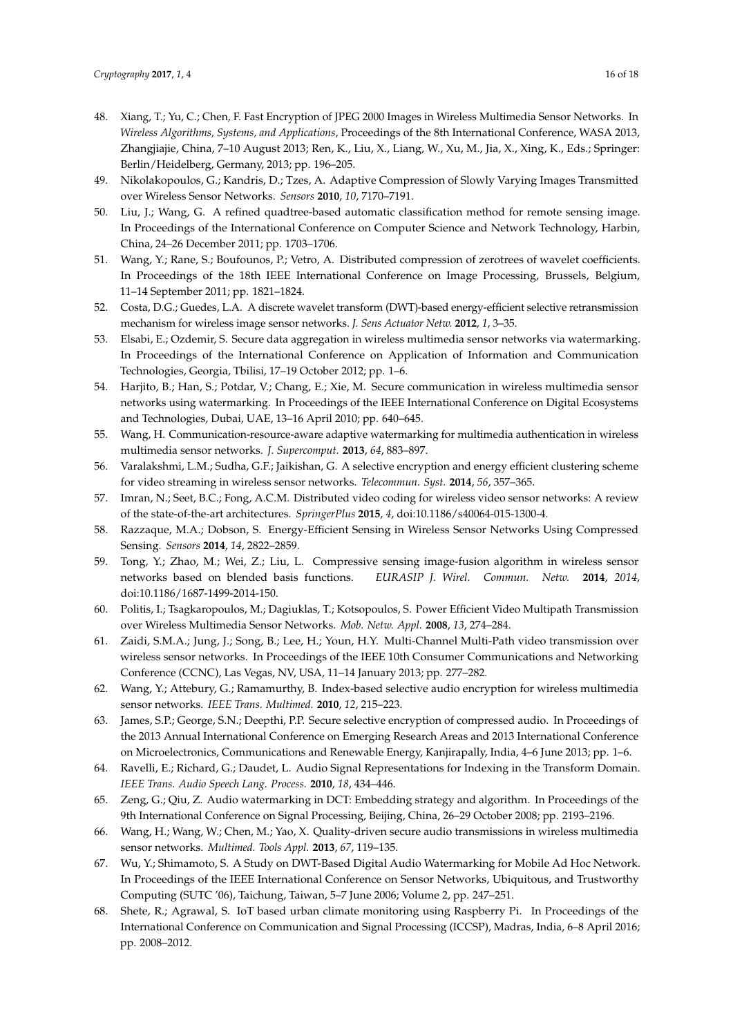48. Xiang, T.; Yu, C.; Chen, F. Fast Encryption of JPEG 2000 Images in Wireless Multimedia Sensor Networks. In *Wireless Algorithms, Systems, and Applications*, Proceedings of the 8th International Conference, WASA 2013, Zhangjiajie, China, 7–10 August 2013; Ren, K., Liu, X., Liang, W., Xu, M., Jia, X., Xing, K., Eds.; Springer: Berlin/Heidelberg, Germany, 2013; pp. 196–205.
49. Nikolakopoulos, G.; Kandris, D.; Tzes, A. Adaptive Compression of Slowly Varying Images Transmitted over Wireless Sensor Networks. *Sensors* **2010**, *10*, 7170–7191.
50. Liu, J.; Wang, G. A refined quadtree-based automatic classification method for remote sensing image. In Proceedings of the International Conference on Computer Science and Network Technology, Harbin, China, 24–26 December 2011; pp. 1703–1706.
51. Wang, Y.; Rane, S.; Boufounos, P.; Vetro, A. Distributed compression of zerotrees of wavelet coefficients. In Proceedings of the 18th IEEE International Conference on Image Processing, Brussels, Belgium, 11–14 September 2011; pp. 1821–1824.
52. Costa, D.G.; Guedes, L.A. A discrete wavelet transform (DWT)-based energy-efficient selective retransmission mechanism for wireless image sensor networks. *J. Sens Actuator Netw.* **2012**, *1*, 3–35.
53. Elsabi, E.; Ozdemir, S. Secure data aggregation in wireless multimedia sensor networks via watermarking. In Proceedings of the International Conference on Application of Information and Communication Technologies, Georgia, Tbilisi, 17–19 October 2012; pp. 1–6.
54. Harjito, B.; Han, S.; Potdar, V.; Chang, E.; Xie, M. Secure communication in wireless multimedia sensor networks using watermarking. In Proceedings of the IEEE International Conference on Digital Ecosystems and Technologies, Dubai, UAE, 13–16 April 2010; pp. 640–645.
55. Wang, H. Communication-resource-aware adaptive watermarking for multimedia authentication in wireless multimedia sensor networks. *J. Supercomput.* **2013**, *64*, 883–897.
56. Varalakshmi, L.M.; Sudha, G.F.; Jaikishan, G. A selective encryption and energy efficient clustering scheme for video streaming in wireless sensor networks. *Telecommun. Syst.* **2014**, *56*, 357–365.
57. Imran, N.; Seet, B.C.; Fong, A.C.M. Distributed video coding for wireless video sensor networks: A review of the state-of-the-art architectures. *SpringerPlus* **2015**, *4*, doi:10.1186/s40064-015-1300-4.
58. Razzaque, M.A.; Dobson, S. Energy-Efficient Sensing in Wireless Sensor Networks Using Compressed Sensing. *Sensors* **2014**, *14*, 2822–2859.
59. Tong, Y.; Zhao, M.; Wei, Z.; Liu, L. Compressive sensing image-fusion algorithm in wireless sensor networks based on blended basis functions. *EURASIP J. Wirel. Commun. Netw.* **2014**, *2014*, doi:10.1186/1687-1499-2014-150.
60. Politis, I.; Tsagkaropoulos, M.; Dagiuklas, T.; Kotsopoulos, S. Power Efficient Video Multipath Transmission over Wireless Multimedia Sensor Networks. *Mob. Netw. Appl.* **2008**, *13*, 274–284.
61. Zaidi, S.M.A.; Jung, J.; Song, B.; Lee, H.; Youn, H.Y. Multi-Channel Multi-Path video transmission over wireless sensor networks. In Proceedings of the IEEE 10th Consumer Communications and Networking Conference (CCNC), Las Vegas, NV, USA, 11–14 January 2013; pp. 277–282.
62. Wang, Y.; Attebury, G.; Ramamurthy, B. Index-based selective audio encryption for wireless multimedia sensor networks. *IEEE Trans. Multimed.* **2010**, *12*, 215–223.
63. James, S.P.; George, S.N.; Deepthi, P.P. Secure selective encryption of compressed audio. In Proceedings of the 2013 Annual International Conference on Emerging Research Areas and 2013 International Conference on Microelectronics, Communications and Renewable Energy, Kanjirapally, India, 4–6 June 2013; pp. 1–6.
64. Ravelli, E.; Richard, G.; Daudet, L. Audio Signal Representations for Indexing in the Transform Domain. *IEEE Trans. Audio Speech Lang. Process.* **2010**, *18*, 434–446.
65. Zeng, G.; Qiu, Z. Audio watermarking in DCT: Embedding strategy and algorithm. In Proceedings of the 9th International Conference on Signal Processing, Beijing, China, 26–29 October 2008; pp. 2193–2196.
66. Wang, H.; Wang, W.; Chen, M.; Yao, X. Quality-driven secure audio transmissions in wireless multimedia sensor networks. *Multimed. Tools Appl.* **2013**, *67*, 119–135.
67. Wu, Y.; Shimamoto, S. A Study on DWT-Based Digital Audio Watermarking for Mobile Ad Hoc Network. In Proceedings of the IEEE International Conference on Sensor Networks, Ubiquitous, and Trustworthy Computing (SUTC '06), Taichung, Taiwan, 5–7 June 2006; Volume 2, pp. 247–251.
68. Shete, R.; Agrawal, S. IoT based urban climate monitoring using Raspberry Pi. In Proceedings of the International Conference on Communication and Signal Processing (ICCSP), Madras, India, 6–8 April 2016; pp. 2008–2012.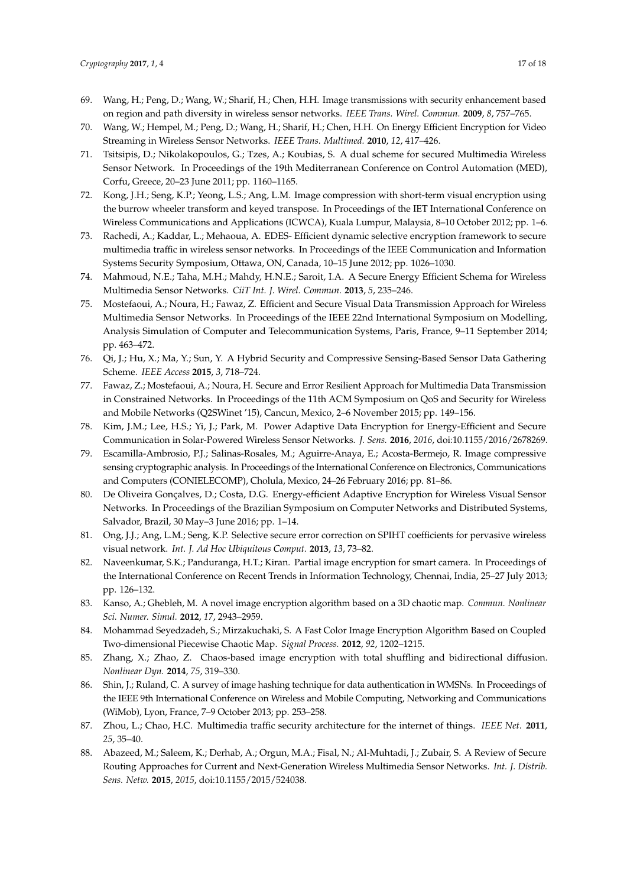69. Wang, H.; Peng, D.; Wang, W.; Sharif, H.; Chen, H.H. Image transmissions with security enhancement based on region and path diversity in wireless sensor networks. *IEEE Trans. Wirel. Commun.* **2009**, *8*, 757–765.
70. Wang, W.; Hempel, M.; Peng, D.; Wang, H.; Sharif, H.; Chen, H.H. On Energy Efficient Encryption for Video Streaming in Wireless Sensor Networks. *IEEE Trans. Multimed.* **2010**, *12*, 417–426.
71. Tsitsipis, D.; Nikolakopoulos, G.; Tzes, A.; Koubias, S. A dual scheme for secured Multimedia Wireless Sensor Network. In Proceedings of the 19th Mediterranean Conference on Control Automation (MED), Corfu, Greece, 20–23 June 2011; pp. 1160–1165.
72. Kong, J.H.; Seng, K.P.; Yeong, L.S.; Ang, L.M. Image compression with short-term visual encryption using the burrow wheeler transform and keyed transpose. In Proceedings of the IET International Conference on Wireless Communications and Applications (ICWCA), Kuala Lumpur, Malaysia, 8–10 October 2012; pp. 1–6.
73. Rachedi, A.; Kaddar, L.; Mehaoua, A. EDES- Efficient dynamic selective encryption framework to secure multimedia traffic in wireless sensor networks. In Proceedings of the IEEE Communication and Information Systems Security Symposium, Ottawa, ON, Canada, 10–15 June 2012; pp. 1026–1030.
74. Mahmoud, N.E.; Taha, M.H.; Mahdy, H.N.E.; Saroit, I.A. A Secure Energy Efficient Schema for Wireless Multimedia Sensor Networks. *CiiT Int. J. Wirel. Commun.* **2013**, *5*, 235–246.
75. Mostefaoui, A.; Noura, H.; Fawaz, Z. Efficient and Secure Visual Data Transmission Approach for Wireless Multimedia Sensor Networks. In Proceedings of the IEEE 22nd International Symposium on Modelling, Analysis Simulation of Computer and Telecommunication Systems, Paris, France, 9–11 September 2014; pp. 463–472.
76. Qi, J.; Hu, X.; Ma, Y.; Sun, Y. A Hybrid Security and Compressive Sensing-Based Sensor Data Gathering Scheme. *IEEE Access* **2015**, *3*, 718–724.
77. Fawaz, Z.; Mostefaoui, A.; Noura, H. Secure and Error Resilient Approach for Multimedia Data Transmission in Constrained Networks. In Proceedings of the 11th ACM Symposium on QoS and Security for Wireless and Mobile Networks (Q2SWinet '15), Cancun, Mexico, 2–6 November 2015; pp. 149–156.
78. Kim, J.M.; Lee, H.S.; Yi, J.; Park, M. Power Adaptive Data Encryption for Energy-Efficient and Secure Communication in Solar-Powered Wireless Sensor Networks. *J. Sens.* **2016**, *2016*, doi:10.1155/2016/2678269.
79. Escamilla-Ambrosio, P.J.; Salinas-Rosales, M.; Aguirre-Anaya, E.; Acosta-Bermejo, R. Image compressive sensing cryptographic analysis. In Proceedings of the International Conference on Electronics, Communications and Computers (CONIELECOMP), Cholula, Mexico, 24–26 February 2016; pp. 81–86.
80. De Oliveira Gonçalves, D.; Costa, D.G. Energy-efficient Adaptive Encryption for Wireless Visual Sensor Networks. In Proceedings of the Brazilian Symposium on Computer Networks and Distributed Systems, Salvador, Brazil, 30 May–3 June 2016; pp. 1–14.
81. Ong, J.J.; Ang, L.M.; Seng, K.P. Selective secure error correction on SPIHT coefficients for pervasive wireless visual network. *Int. J. Ad Hoc Ubiquitous Comput.* **2013**, *13*, 73–82.
82. Naveenkumar, S.K.; Panduranga, H.T.; Kiran. Partial image encryption for smart camera. In Proceedings of the International Conference on Recent Trends in Information Technology, Chennai, India, 25–27 July 2013; pp. 126–132.
83. Kanso, A.; Ghebleh, M. A novel image encryption algorithm based on a 3D chaotic map. *Commun. Nonlinear Sci. Numer. Simul.* **2012**, *17*, 2943–2959.
84. Mohammad Seyedzadeh, S.; Mirzakuchaki, S. A Fast Color Image Encryption Algorithm Based on Coupled Two-dimensional Piecewise Chaotic Map. *Signal Process.* **2012**, *92*, 1202–1215.
85. Zhang, X.; Zhao, Z. Chaos-based image encryption with total shuffling and bidirectional diffusion. *Nonlinear Dyn.* **2014**, *75*, 319–330.
86. Shin, J.; Ruland, C. A survey of image hashing technique for data authentication in WMSNs. In Proceedings of the IEEE 9th International Conference on Wireless and Mobile Computing, Networking and Communications (WiMob), Lyon, France, 7–9 October 2013; pp. 253–258.
87. Zhou, L.; Chao, H.C. Multimedia traffic security architecture for the internet of things. *IEEE Net.* **2011**, *25*, 35–40.
88. Abazeed, M.; Saleem, K.; Derhab, A.; Orgun, M.A.; Fisal, N.; Al-Muhtadi, J.; Zubair, S. A Review of Secure Routing Approaches for Current and Next-Generation Wireless Multimedia Sensor Networks. *Int. J. Distrib. Sens. Netw.* **2015**, *2015*, doi:10.1155/2015/524038.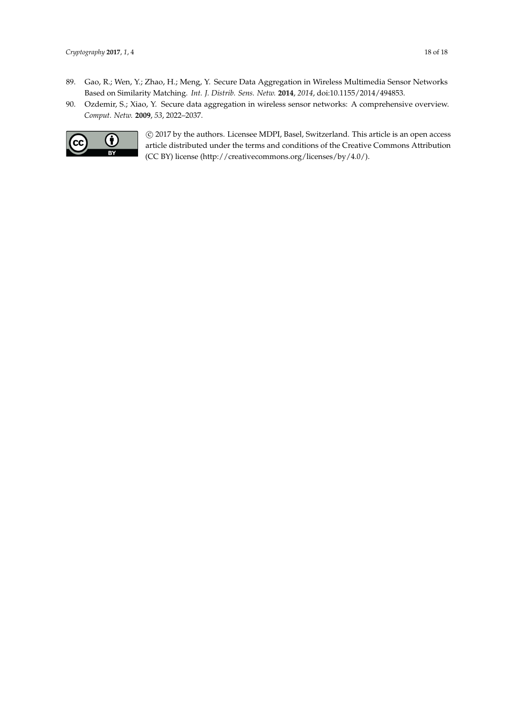89. Gao, R.; Wen, Y.; Zhao, H.; Meng, Y. Secure Data Aggregation in Wireless Multimedia Sensor Networks Based on Similarity Matching. *Int. J. Distrib. Sens. Netw.* **2014**, *2014*, doi:10.1155/2014/494853.
90. Ozdemir, S.; Xiao, Y. Secure data aggregation in wireless sensor networks: A comprehensive overview. *Comput. Netw.* **2009**, *53*, 2022–2037.

© 2017 by the authors. Licensee MDPI, Basel, Switzerland. This article is an open access article distributed under the terms and conditions of the Creative Commons Attribution (CC BY) license (http://creativecommons.org/licenses/by/4.0/).